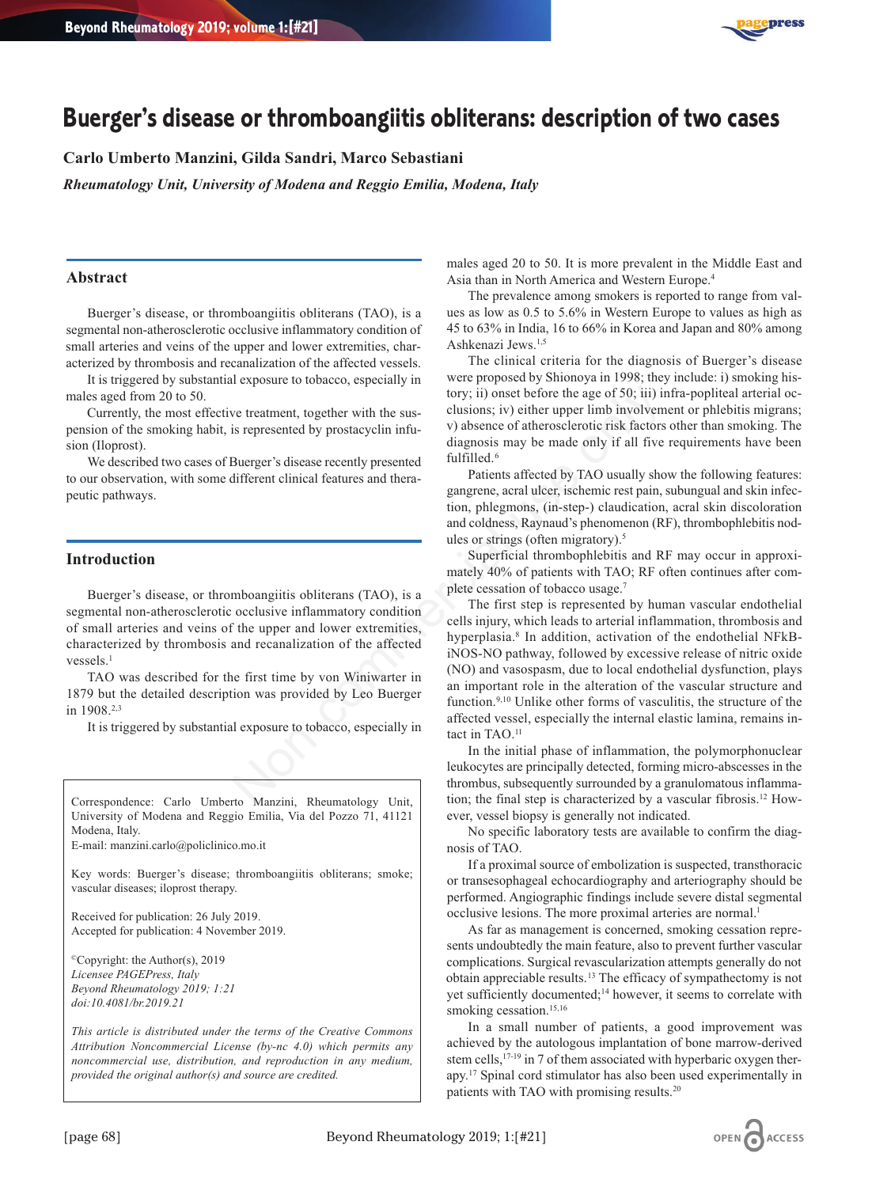# Buerger's disease or thromboangiitis obliterans: description of two cases

**Carlo Umberto Manzini, Gilda Sandri, Marco Sebastiani**

*Rheumatology Unit, University of Modena and Reggio Emilia, Modena, Italy*

## Abstract

Buerger's disease, or thromboangiitis obliterans (TAO), is a segmental non-atherosclerotic occlusive inflammatory condition of small arteries and veins of the upper and lower extremities, characterized by thrombosis and recanalization of the affected vessels.

It is triggered by substantial exposure to tobacco, especially in males aged from 20 to 50.

Currently, the most effective treatment, together with the suspension of the smoking habit, is represented by prostacyclin infusion (Iloprost).

We described two cases of Buerger's disease recently presented to our observation, with some different clinical features and therapeutic pathways.

## Introduction

Buerger's disease, or thromboangiitis obliterans (TAO), is a segmental non-atherosclerotic occlusive inflammatory condition of small arteries and veins of the upper and lower extremities, characterized by thrombosis and recanalization of the affected vessels.[1]

TAO was described for the first time by von Winiwarter in 1879 but the detailed description was provided by Leo Buerger in 1908.[2,3]

It is triggered by substantial exposure to tobacco, especially in males aged 20 to 50. It is more prevalent in the Middle East and Asia than in North America and Western Europe.[4]

The prevalence among smokers is reported to range from values as low as 0.5 to 5.6% in Western Europe to values as high as 45 to 63% in India, 16 to 66% in Korea and Japan and 80% among Ashkenazi Jews.[1,5]

The clinical criteria for the diagnosis of Buerger's disease were proposed by Shionoya in 1998; they include: i) smoking history; ii) onset before the age of 50; iii) infra-popliteal arterial occlusions; iv) either upper limb involvement or phlebitis migrans; v) absence of atherosclerotic risk factors other than smoking. The diagnosis may be made only if all five requirements have been fulfilled.[6]

Patients affected by TAO usually show the following features: gangrene, acral ulcer, ischemic rest pain, subungual and skin infection, phlegmons, (in-step-) claudication, acral skin discoloration and coldness, Raynaud's phenomenon (RF), thrombophlebitis nodules or strings (often migratory).[5]

Superficial thrombophlebitis and RF may occur in approximately 40% of patients with TAO; RF often continues after complete cessation of tobacco usage.[7]

The first step is represented by human vascular endothelial cells injury, which leads to arterial inflammation, thrombosis and hyperplasia.[8] In addition, activation of the endothelial NFkB-iNOS-NO pathway, followed by excessive release of nitric oxide (NO) and vasospasm, due to local endothelial dysfunction, plays an important role in the alteration of the vascular structure and function.[9,10] Unlike other forms of vasculitis, the structure of the affected vessel, especially the internal elastic lamina, remains intact in TAO.[11]

In the initial phase of inflammation, the polymorphonuclear leukocytes are principally detected, forming micro-abscesses in the thrombus, subsequently surrounded by a granulomatous inflammation; the final step is characterized by a vascular fibrosis.[12] However, vessel biopsy is generally not indicated.

No specific laboratory tests are available to confirm the diagnosis of TAO.

If a proximal source of embolization is suspected, transthoracic or transesophageal echocardiography and arteriography should be performed. Angiographic findings include severe distal segmental occlusive lesions. The more proximal arteries are normal.[1]

As far as management is concerned, smoking cessation represents undoubtedly the main feature, also to prevent further vascular complications. Surgical revascularization attempts generally do not obtain appreciable results.[13] The efficacy of sympathectomy is not yet sufficiently documented;[14] however, it seems to correlate with smoking cessation.[15,16]

In a small number of patients, a good improvement was achieved by the autologous implantation of bone marrow-derived stem cells,[17-19] in 7 of them associated with hyperbaric oxygen therapy.[17] Spinal cord stimulator has also been used experimentally in patients with TAO with promising results.[20]

Correspondence: Carlo Umberto Manzini, Rheumatology Unit, University of Modena and Reggio Emilia, Via del Pozzo 71, 41121 Modena, Italy.
E-mail: manzini.carlo@policlinico.mo.it

Key words: Buerger's disease; thromboangiitis obliterans; smoke; vascular diseases; iloprost therapy.

Received for publication: 26 July 2019.
Accepted for publication: 4 November 2019.

©Copyright: the Author(s), 2019
*Licensee PAGEPress, Italy*
*Beyond Rheumatology 2019; 1:21*
*doi:10.4081/br.2019.21*

*This article is distributed under the terms of the Creative Commons Attribution Noncommercial License (by-nc 4.0) which permits any noncommercial use, distribution, and reproduction in any medium, provided the original author(s) and source are credited.*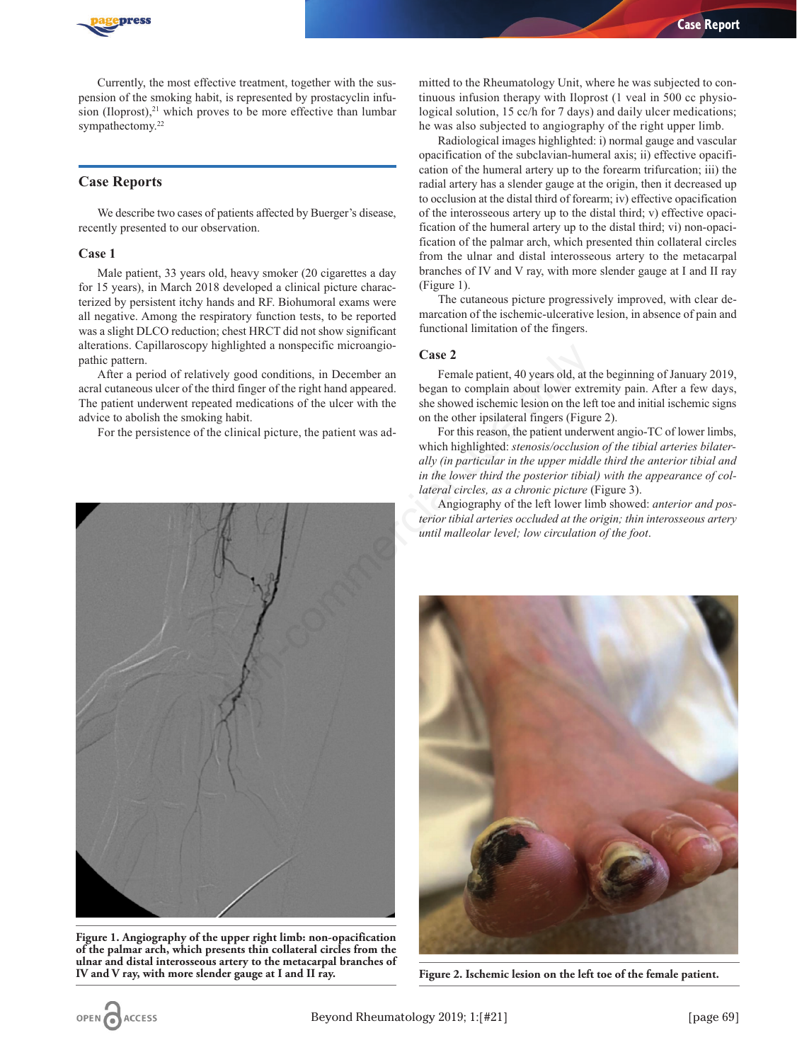Currently, the most effective treatment, together with the suspension of the smoking habit, is represented by prostacyclin infusion (Iloprost),[21] which proves to be more effective than lumbar sympathectomy.[22]

## Case Reports

We describe two cases of patients affected by Buerger's disease, recently presented to our observation.

### Case 1

Male patient, 33 years old, heavy smoker (20 cigarettes a day for 15 years), in March 2018 developed a clinical picture characterized by persistent itchy hands and RF. Biohumoral exams were all negative. Among the respiratory function tests, to be reported was a slight DLCO reduction; chest HRCT did not show significant alterations. Capillaroscopy highlighted a nonspecific microangiopathic pattern.

After a period of relatively good conditions, in December an acral cutaneous ulcer of the third finger of the right hand appeared. The patient underwent repeated medications of the ulcer with the advice to abolish the smoking habit.

For the persistence of the clinical picture, the patient was admitted to the Rheumatology Unit, where he was subjected to continuous infusion therapy with Iloprost (1 veal in 500 cc physiological solution, 15 cc/h for 7 days) and daily ulcer medications; he was also subjected to angiography of the right upper limb.

Radiological images highlighted: i) normal gauge and vascular opacification of the subclavian-humeral axis; ii) effective opacification of the humeral artery up to the forearm trifurcation; iii) the radial artery has a slender gauge at the origin, then it decreased up to occlusion at the distal third of forearm; iv) effective opacification of the interosseous artery up to the distal third; v) effective opacification of the humeral artery up to the distal third; vi) non-opacification of the palmar arch, which presented thin collateral circles from the ulnar and distal interosseous artery to the metacarpal branches of IV and V ray, with more slender gauge at I and II ray (Figure 1).

The cutaneous picture progressively improved, with clear demarcation of the ischemic-ulcerative lesion, in absence of pain and functional limitation of the fingers.

**Figure 1. Angiography of the upper right limb: non-opacification of the palmar arch, which presents thin collateral circles from the ulnar and distal interosseous artery to the metacarpal branches of IV and V ray, with more slender gauge at I and II ray.**

### Case 2

Female patient, 40 years old, at the beginning of January 2019, began to complain about lower extremity pain. After a few days, she showed ischemic lesion on the left toe and initial ischemic signs on the other ipsilateral fingers (Figure 2).

For this reason, the patient underwent angio-TC of lower limbs, which highlighted: *stenosis/occlusion of the tibial arteries bilaterally (in particular in the upper middle third the anterior tibial and in the lower third the posterior tibial) with the appearance of collateral circles, as a chronic picture* (Figure 3).

Angiography of the left lower limb showed: *anterior and posterior tibial arteries occluded at the origin; thin interosseous artery until malleolar level; low circulation of the foot*.

**Figure 2. Ischemic lesion on the left toe of the female patient.**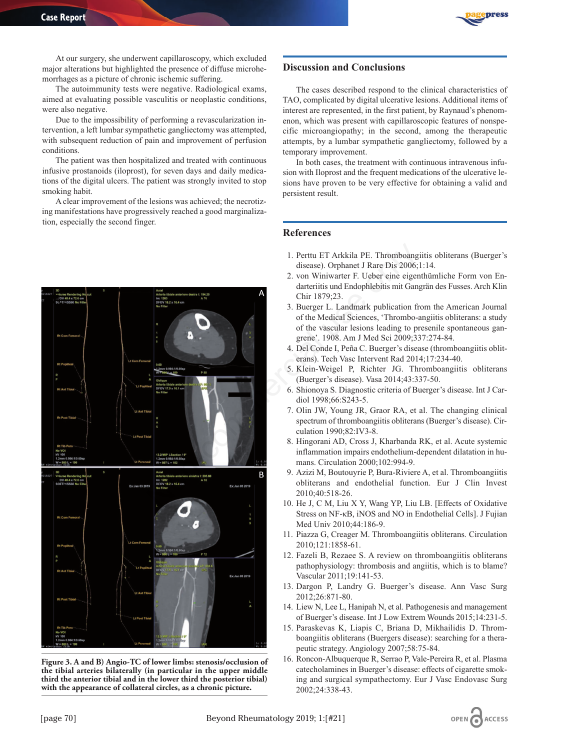At our surgery, she underwent capillaroscopy, which excluded major alterations but highlighted the presence of diffuse microhemorrhages as a picture of chronic ischemic suffering.

The autoimmunity tests were negative. Radiological exams, aimed at evaluating possible vasculitis or neoplastic conditions, were also negative.

Due to the impossibility of performing a revascularization intervention, a left lumbar sympathetic gangliectomy was attempted, with subsequent reduction of pain and improvement of perfusion conditions.

The patient was then hospitalized and treated with continuous infusive prostanoids (iloprost), for seven days and daily medications of the digital ulcers. The patient was strongly invited to stop smoking habit.

A clear improvement of the lesions was achieved; the necrotizing manifestations have progressively reached a good marginalization, especially the second finger.

**Figure 3. A and B) Angio-TC of lower limbs: stenosis/occlusion of the tibial arteries bilaterally (in particular in the upper middle third the anterior tibial and in the lower third the posterior tibial) with the appearance of collateral circles, as a chronic picture.**

## Discussion and Conclusions

The cases described respond to the clinical characteristics of TAO, complicated by digital ulcerative lesions. Additional items of interest are represented, in the first patient, by Raynaud's phenomenon, which was present with capillaroscopic features of nonspecific microangiopathy; in the second, among the therapeutic attempts, by a lumbar sympathetic gangliectomy, followed by a temporary improvement.

In both cases, the treatment with continuous intravenous infusion with Iloprost and the frequent medications of the ulcerative lesions have proven to be very effective for obtaining a valid and persistent result.

## References

1. Perttu ET Arkkila PE. Thromboangiitis obliterans (Buerger's disease). Orphanet J Rare Dis 2006;1:14.
2. von Winiwarter F. Ueber eine eigenthümliche Form von Endarteriitis und Endophlebitis mit Gangrän des Fusses. Arch Klin Chir 1879;23.
3. Buerger L. Landmark publication from the American Journal of the Medical Sciences, 'Thrombo-angiitis obliterans: a study of the vascular lesions leading to presenile spontaneous gangrene'. 1908. Am J Med Sci 2009;337:274-84.
4. Del Conde I, Peña C. Buerger's disease (thromboangiitis obliterans). Tech Vasc Intervent Rad 2014;17:234-40.
5. Klein-Weigel P, Richter JG. Thromboangiitis obliterans (Buerger's disease). Vasa 2014;43:337-50.
6. Shionoya S. Diagnostic criteria of Buerger's disease. Int J Cardiol 1998;66:S243-5.
7. Olin JW, Young JR, Graor RA, et al. The changing clinical spectrum of thromboangiitis obliterans (Buerger's disease). Circulation 1990;82:IV3-8.
8. Hingorani AD, Cross J, Kharbanda RK, et al. Acute systemic inflammation impairs endothelium-dependent dilatation in humans. Circulation 2000;102:994-9.
9. Azizi M, Boutouyrie P, Bura-Riviere A, et al. Thromboangiitis obliterans and endothelial function. Eur J Clin Invest 2010;40:518-26.
10. He J, C M, Liu X Y, Wang YP, Liu LB. [Effects of Oxidative Stress on NF-κB, iNOS and NO in Endothelial Cells]. J Fujian Med Univ 2010;44:186-9.
11. Piazza G, Creager M. Thromboangiitis obliterans. Circulation 2010;121:1858-61.
12. Fazeli B, Rezaee S. A review on thromboangiitis obliterans pathophysiology: thrombosis and angiitis, which is to blame? Vascular 2011;19:141-53.
13. Dargon P, Landry G. Buerger's disease. Ann Vasc Surg 2012;26:871-80.
14. Liew N, Lee L, Hanipah N, et al. Pathogenesis and management of Buerger's disease. Int J Low Extrem Wounds 2015;14:231-5.
15. Paraskevas K, Liapis C, Briana D, Mikhailidis D. Thromboangiitis obliterans (Buergers disease): searching for a therapeutic strategy. Angiology 2007;58:75-84.
16. Roncon-Albuquerque R, Serrao P, Vale-Pereira R, et al. Plasma catecholamines in Buerger's disease: effects of cigarette smoking and surgical sympathectomy. Eur J Vasc Endovasc Surg 2002;24:338-43.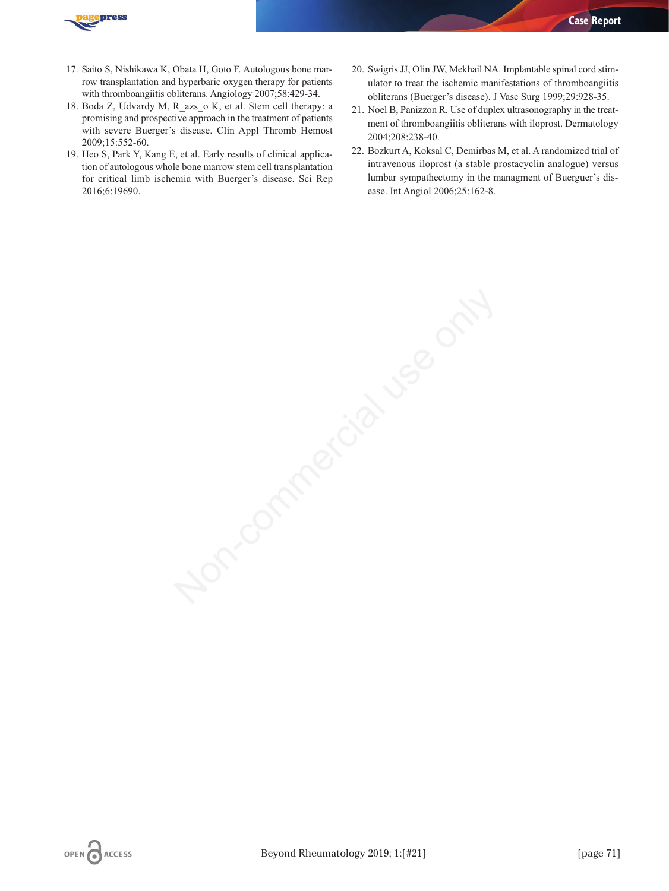17. Saito S, Nishikawa K, Obata H, Goto F. Autologous bone marrow transplantation and hyperbaric oxygen therapy for patients with thromboangiitis obliterans. Angiology 2007;58:429-34.
18. Boda Z, Udvardy M, R_azs_o K, et al. Stem cell therapy: a promising and prospective approach in the treatment of patients with severe Buerger's disease. Clin Appl Thromb Hemost 2009;15:552-60.
19. Heo S, Park Y, Kang E, et al. Early results of clinical application of autologous whole bone marrow stem cell transplantation for critical limb ischemia with Buerger's disease. Sci Rep 2016;6:19690.
20. Swigris JJ, Olin JW, Mekhail NA. Implantable spinal cord stimulator to treat the ischemic manifestations of thromboangiitis obliterans (Buerger's disease). J Vasc Surg 1999;29:928-35.
21. Noel B, Panizzon R. Use of duplex ultrasonography in the treatment of thromboangiitis obliterans with iloprost. Dermatology 2004;208:238-40.
22. Bozkurt A, Koksal C, Demirbas M, et al. A randomized trial of intravenous iloprost (a stable prostacyclin analogue) versus lumbar sympathectomy in the managment of Buerguer's disease. Int Angiol 2006;25:162-8.